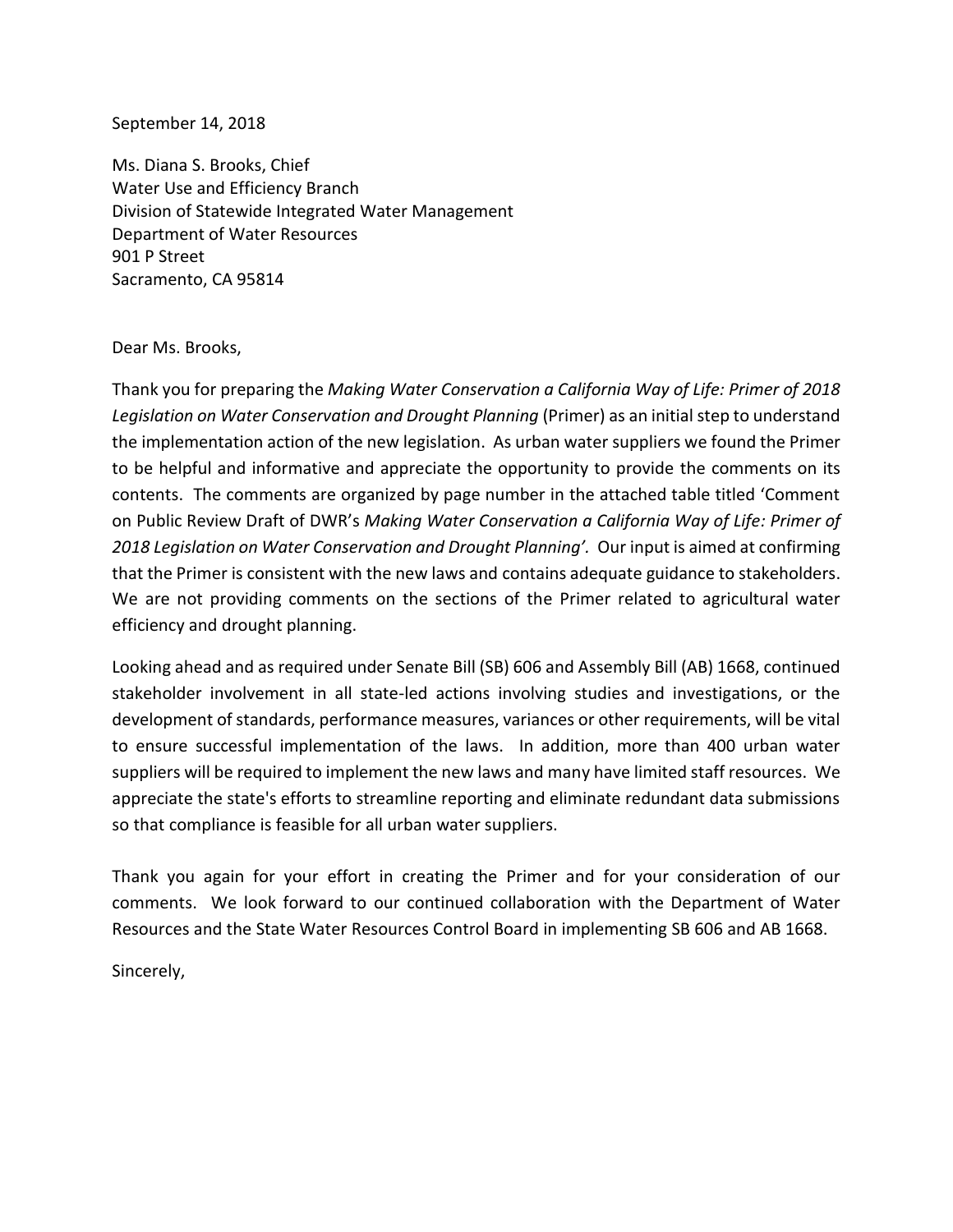September 14, 2018

Ms. Diana S. Brooks, Chief
Water Use and Efficiency Branch
Division of Statewide Integrated Water Management
Department of Water Resources
901 P Street
Sacramento, CA 95814

Dear Ms. Brooks,

Thank you for preparing the *Making Water Conservation a California Way of Life: Primer of 2018 Legislation on Water Conservation and Drought Planning* (Primer) as an initial step to understand the implementation action of the new legislation. As urban water suppliers we found the Primer to be helpful and informative and appreciate the opportunity to provide the comments on its contents. The comments are organized by page number in the attached table titled 'Comment on Public Review Draft of DWR's *Making Water Conservation a California Way of Life: Primer of 2018 Legislation on Water Conservation and Drought Planning'.* Our input is aimed at confirming that the Primer is consistent with the new laws and contains adequate guidance to stakeholders. We are not providing comments on the sections of the Primer related to agricultural water efficiency and drought planning.

Looking ahead and as required under Senate Bill (SB) 606 and Assembly Bill (AB) 1668, continued stakeholder involvement in all state-led actions involving studies and investigations, or the development of standards, performance measures, variances or other requirements, will be vital to ensure successful implementation of the laws. In addition, more than 400 urban water suppliers will be required to implement the new laws and many have limited staff resources. We appreciate the state's efforts to streamline reporting and eliminate redundant data submissions so that compliance is feasible for all urban water suppliers.

Thank you again for your effort in creating the Primer and for your consideration of our comments. We look forward to our continued collaboration with the Department of Water Resources and the State Water Resources Control Board in implementing SB 606 and AB 1668.

Sincerely,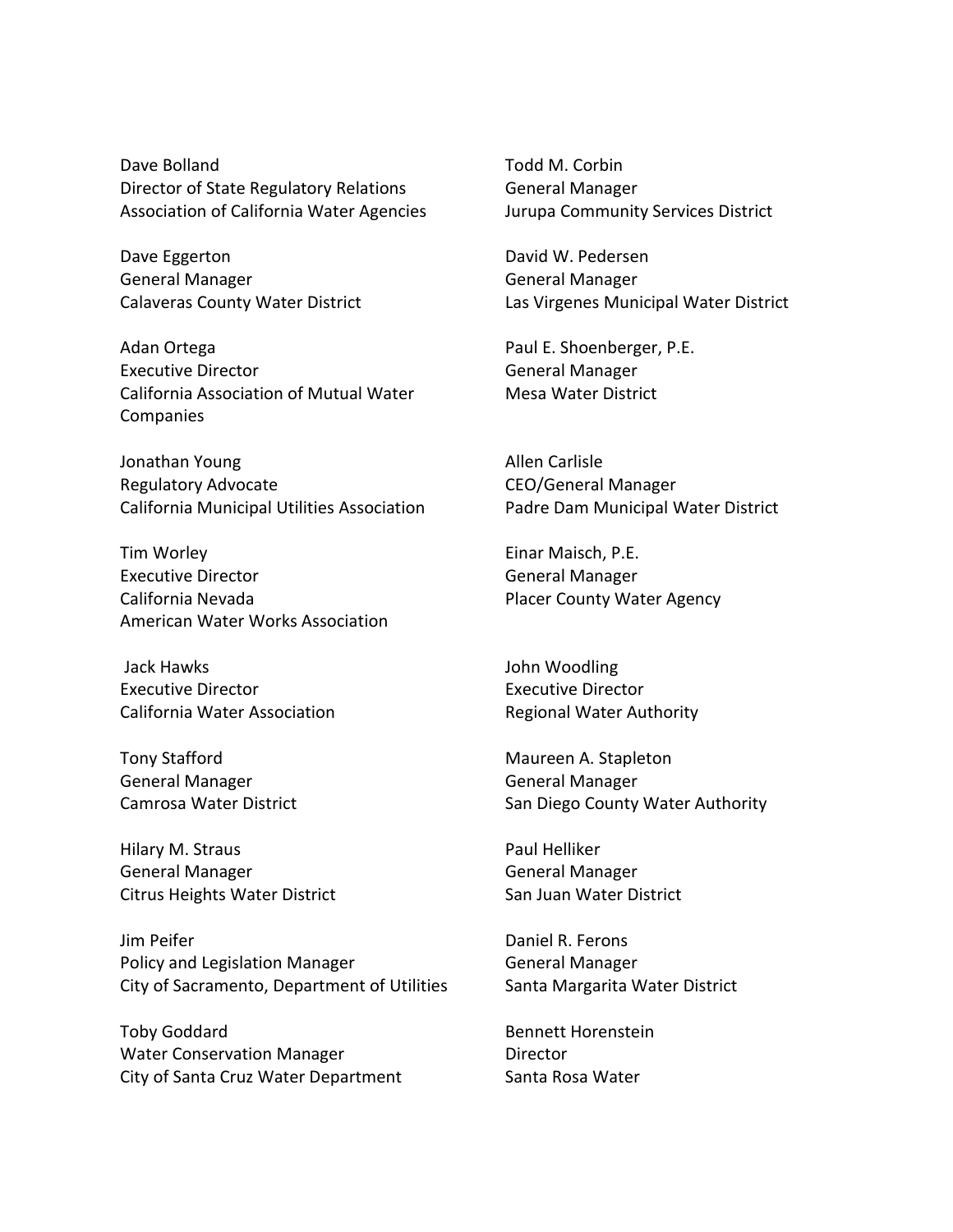Dave Bolland
Director of State Regulatory Relations
Association of California Water Agencies

Dave Eggerton
General Manager
Calaveras County Water District

Adan Ortega
Executive Director
California Association of Mutual Water Companies

Jonathan Young
Regulatory Advocate
California Municipal Utilities Association

Tim Worley
Executive Director
California Nevada
American Water Works Association

Jack Hawks
Executive Director
California Water Association

Tony Stafford
General Manager
Camrosa Water District

Hilary M. Straus
General Manager
Citrus Heights Water District

Jim Peifer
Policy and Legislation Manager
City of Sacramento, Department of Utilities

Toby Goddard
Water Conservation Manager
City of Santa Cruz Water Department

Todd M. Corbin
General Manager
Jurupa Community Services District

David W. Pedersen
General Manager
Las Virgenes Municipal Water District

Paul E. Shoenberger, P.E.
General Manager
Mesa Water District

Allen Carlisle
CEO/General Manager
Padre Dam Municipal Water District

Einar Maisch, P.E.
General Manager
Placer County Water Agency

John Woodling
Executive Director
Regional Water Authority

Maureen A. Stapleton
General Manager
San Diego County Water Authority

Paul Helliker
General Manager
San Juan Water District

Daniel R. Ferons
General Manager
Santa Margarita Water District

Bennett Horenstein
Director
Santa Rosa Water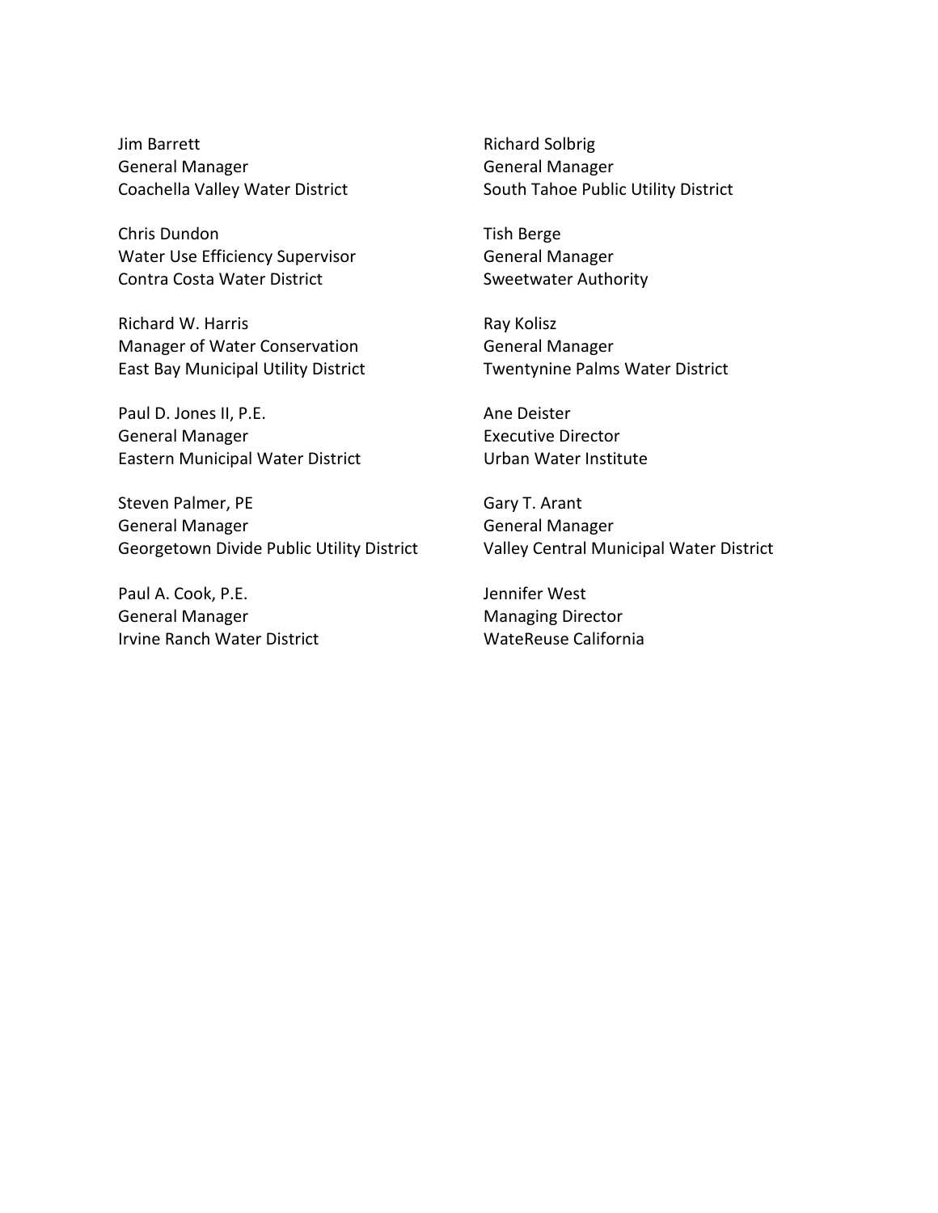Jim Barrett
General Manager
Coachella Valley Water District

Chris Dundon
Water Use Efficiency Supervisor
Contra Costa Water District

Richard W. Harris
Manager of Water Conservation
East Bay Municipal Utility District

Paul D. Jones II, P.E.
General Manager
Eastern Municipal Water District

Steven Palmer, PE
General Manager
Georgetown Divide Public Utility District

Paul A. Cook, P.E.
General Manager
Irvine Ranch Water District

Richard Solbrig
General Manager
South Tahoe Public Utility District

Tish Berge
General Manager
Sweetwater Authority

Ray Kolisz
General Manager
Twentynine Palms Water District

Ane Deister
Executive Director
Urban Water Institute

Gary T. Arant
General Manager
Valley Central Municipal Water District

Jennifer West
Managing Director
WateReuse California